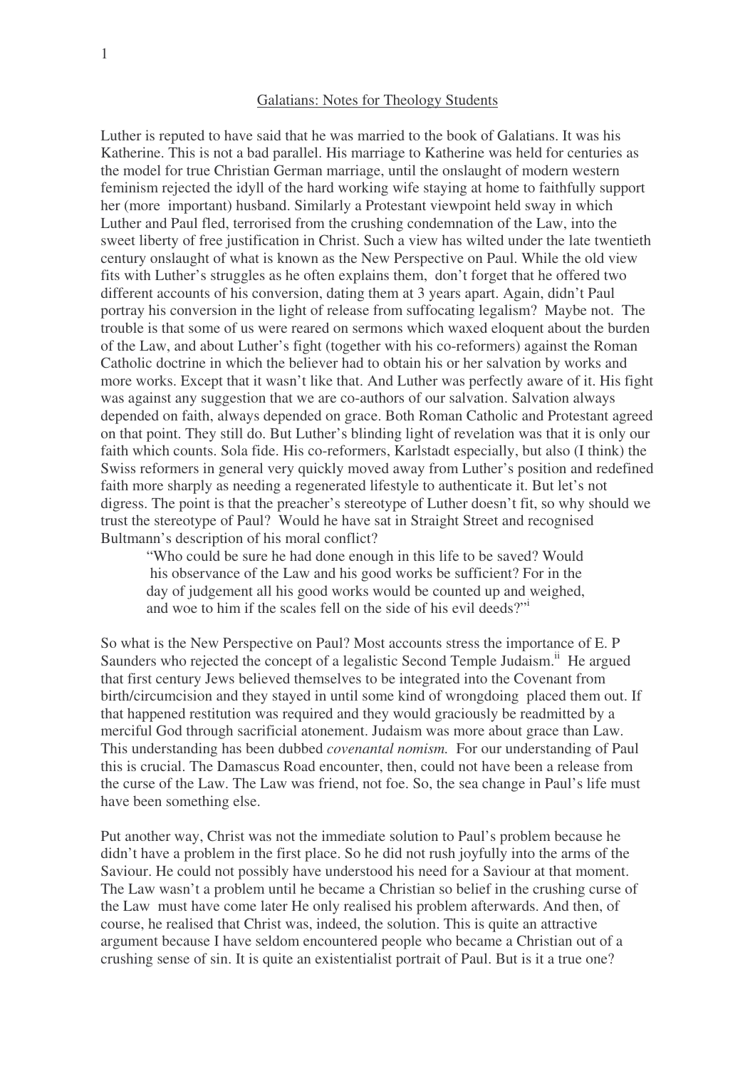# Galatians: Notes for Theology Students

Luther is reputed to have said that he was married to the book of Galatians. It was his Katherine. This is not a bad parallel. His marriage to Katherine was held for centuries as the model for true Christian German marriage, until the onslaught of modern western feminism rejected the idyll of the hard working wife staying at home to faithfully support her (more important) husband. Similarly a Protestant viewpoint held sway in which Luther and Paul fled, terrorised from the crushing condemnation of the Law, into the sweet liberty of free justification in Christ. Such a view has wilted under the late twentieth century onslaught of what is known as the New Perspective on Paul. While the old view fits with Luther's struggles as he often explains them, don't forget that he offered two different accounts of his conversion, dating them at 3 years apart. Again, didn't Paul portray his conversion in the light of release from suffocating legalism? Maybe not. The trouble is that some of us were reared on sermons which waxed eloquent about the burden of the Law, and about Luther's fight (together with his co-reformers) against the Roman Catholic doctrine in which the believer had to obtain his or her salvation by works and more works. Except that it wasn't like that. And Luther was perfectly aware of it. His fight was against any suggestion that we are co-authors of our salvation. Salvation always depended on faith, always depended on grace. Both Roman Catholic and Protestant agreed on that point. They still do. But Luther's blinding light of revelation was that it is only our faith which counts. Sola fide. His co-reformers, Karlstadt especially, but also (I think) the Swiss reformers in general very quickly moved away from Luther's position and redefined faith more sharply as needing a regenerated lifestyle to authenticate it. But let's not digress. The point is that the preacher's stereotype of Luther doesn't fit, so why should we trust the stereotype of Paul? Would he have sat in Straight Street and recognised Bultmann's description of his moral conflict?

> "Who could be sure he had done enough in this life to be saved? Would his observance of the Law and his good works be sufficient? For in the day of judgement all his good works would be counted up and weighed, and woe to him if the scales fell on the side of his evil deeds?"[i]

So what is the New Perspective on Paul? Most accounts stress the importance of E. P Saunders who rejected the concept of a legalistic Second Temple Judaism.[ii] He argued that first century Jews believed themselves to be integrated into the Covenant from birth/circumcision and they stayed in until some kind of wrongdoing placed them out. If that happened restitution was required and they would graciously be readmitted by a merciful God through sacrificial atonement. Judaism was more about grace than Law. This understanding has been dubbed *covenantal nomism.* For our understanding of Paul this is crucial. The Damascus Road encounter, then, could not have been a release from the curse of the Law. The Law was friend, not foe. So, the sea change in Paul's life must have been something else.

Put another way, Christ was not the immediate solution to Paul's problem because he didn't have a problem in the first place. So he did not rush joyfully into the arms of the Saviour. He could not possibly have understood his need for a Saviour at that moment. The Law wasn't a problem until he became a Christian so belief in the crushing curse of the Law must have come later He only realised his problem afterwards. And then, of course, he realised that Christ was, indeed, the solution. This is quite an attractive argument because I have seldom encountered people who became a Christian out of a crushing sense of sin. It is quite an existentialist portrait of Paul. But is it a true one?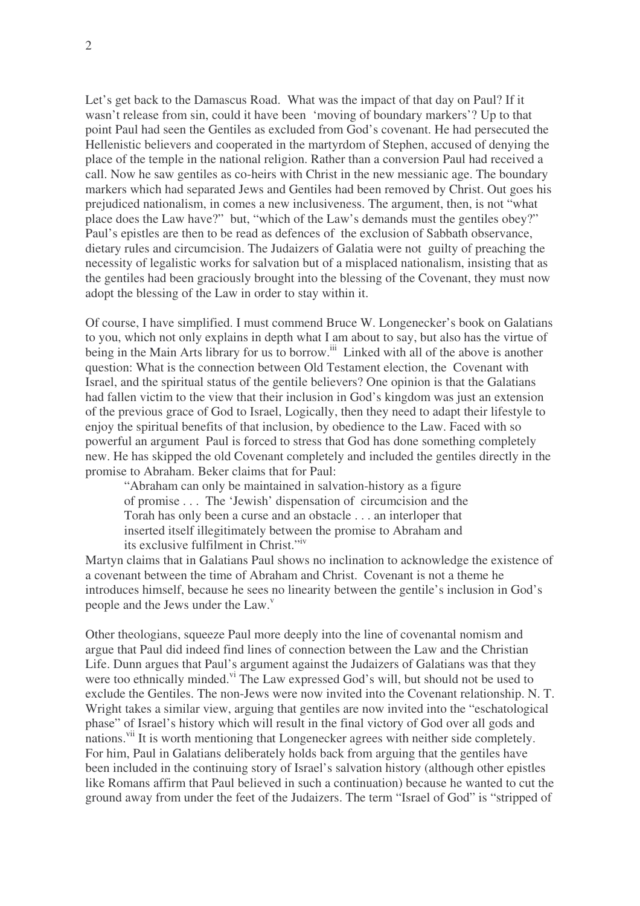Let's get back to the Damascus Road. What was the impact of that day on Paul? If it wasn't release from sin, could it have been 'moving of boundary markers'? Up to that point Paul had seen the Gentiles as excluded from God's covenant. He had persecuted the Hellenistic believers and cooperated in the martyrdom of Stephen, accused of denying the place of the temple in the national religion. Rather than a conversion Paul had received a call. Now he saw gentiles as co-heirs with Christ in the new messianic age. The boundary markers which had separated Jews and Gentiles had been removed by Christ. Out goes his prejudiced nationalism, in comes a new inclusiveness. The argument, then, is not "what place does the Law have?" but, "which of the Law's demands must the gentiles obey?" Paul's epistles are then to be read as defences of the exclusion of Sabbath observance, dietary rules and circumcision. The Judaizers of Galatia were not guilty of preaching the necessity of legalistic works for salvation but of a misplaced nationalism, insisting that as the gentiles had been graciously brought into the blessing of the Covenant, they must now adopt the blessing of the Law in order to stay within it.

Of course, I have simplified. I must commend Bruce W. Longenecker's book on Galatians to you, which not only explains in depth what I am about to say, but also has the virtue of being in the Main Arts library for us to borrow.[iii] Linked with all of the above is another question: What is the connection between Old Testament election, the Covenant with Israel, and the spiritual status of the gentile believers? One opinion is that the Galatians had fallen victim to the view that their inclusion in God's kingdom was just an extension of the previous grace of God to Israel, Logically, then they need to adapt their lifestyle to enjoy the spiritual benefits of that inclusion, by obedience to the Law. Faced with so powerful an argument Paul is forced to stress that God has done something completely new. He has skipped the old Covenant completely and included the gentiles directly in the promise to Abraham. Beker claims that for Paul:

> "Abraham can only be maintained in salvation-history as a figure of promise . . . The 'Jewish' dispensation of circumcision and the Torah has only been a curse and an obstacle . . . an interloper that inserted itself illegitimately between the promise to Abraham and its exclusive fulfilment in Christ."[iv]

Martyn claims that in Galatians Paul shows no inclination to acknowledge the existence of a covenant between the time of Abraham and Christ. Covenant is not a theme he introduces himself, because he sees no linearity between the gentile's inclusion in God's people and the Jews under the Law.[v]

Other theologians, squeeze Paul more deeply into the line of covenantal nomism and argue that Paul did indeed find lines of connection between the Law and the Christian Life. Dunn argues that Paul's argument against the Judaizers of Galatians was that they were too ethnically minded.[vi] The Law expressed God's will, but should not be used to exclude the Gentiles. The non-Jews were now invited into the Covenant relationship. N. T. Wright takes a similar view, arguing that gentiles are now invited into the "eschatological phase" of Israel's history which will result in the final victory of God over all gods and nations.[vii] It is worth mentioning that Longenecker agrees with neither side completely. For him, Paul in Galatians deliberately holds back from arguing that the gentiles have been included in the continuing story of Israel's salvation history (although other epistles like Romans affirm that Paul believed in such a continuation) because he wanted to cut the ground away from under the feet of the Judaizers. The term "Israel of God" is "stripped of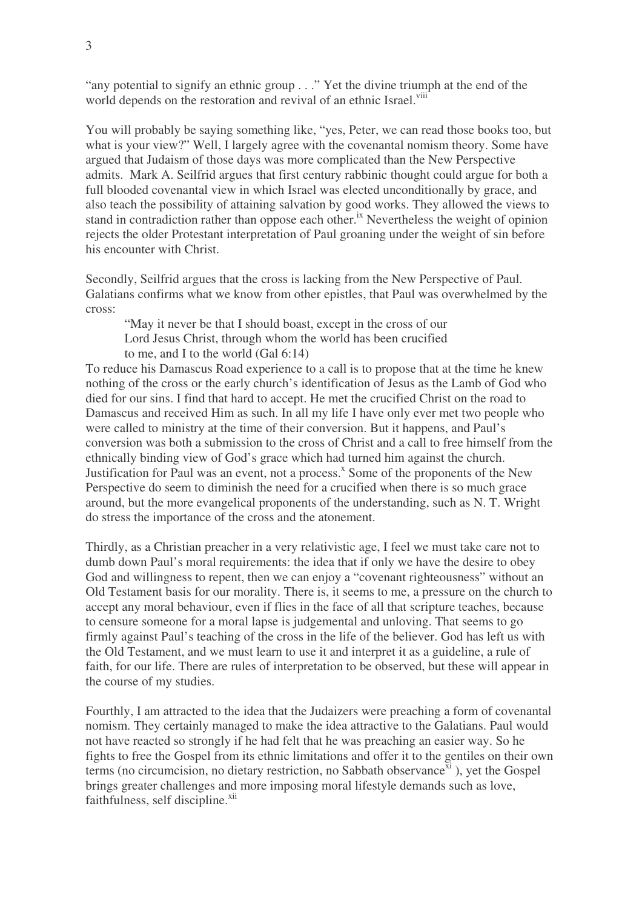"any potential to signify an ethnic group . . ." Yet the divine triumph at the end of the world depends on the restoration and revival of an ethnic Israel.[viii]

You will probably be saying something like, "yes, Peter, we can read those books too, but what is your view?" Well, I largely agree with the covenantal nomism theory. Some have argued that Judaism of those days was more complicated than the New Perspective admits. Mark A. Seilfrid argues that first century rabbinic thought could argue for both a full blooded covenantal view in which Israel was elected unconditionally by grace, and also teach the possibility of attaining salvation by good works. They allowed the views to stand in contradiction rather than oppose each other.[ix] Nevertheless the weight of opinion rejects the older Protestant interpretation of Paul groaning under the weight of sin before his encounter with Christ.

Secondly, Seilfrid argues that the cross is lacking from the New Perspective of Paul. Galatians confirms what we know from other epistles, that Paul was overwhelmed by the cross:

> "May it never be that I should boast, except in the cross of our
> Lord Jesus Christ, through whom the world has been crucified
> to me, and I to the world (Gal 6:14)

To reduce his Damascus Road experience to a call is to propose that at the time he knew nothing of the cross or the early church's identification of Jesus as the Lamb of God who died for our sins. I find that hard to accept. He met the crucified Christ on the road to Damascus and received Him as such. In all my life I have only ever met two people who were called to ministry at the time of their conversion. But it happens, and Paul's conversion was both a submission to the cross of Christ and a call to free himself from the ethnically binding view of God's grace which had turned him against the church. Justification for Paul was an event, not a process.[x] Some of the proponents of the New Perspective do seem to diminish the need for a crucified when there is so much grace around, but the more evangelical proponents of the understanding, such as N. T. Wright do stress the importance of the cross and the atonement.

Thirdly, as a Christian preacher in a very relativistic age, I feel we must take care not to dumb down Paul's moral requirements: the idea that if only we have the desire to obey God and willingness to repent, then we can enjoy a "covenant righteousness" without an Old Testament basis for our morality. There is, it seems to me, a pressure on the church to accept any moral behaviour, even if flies in the face of all that scripture teaches, because to censure someone for a moral lapse is judgemental and unloving. That seems to go firmly against Paul's teaching of the cross in the life of the believer. God has left us with the Old Testament, and we must learn to use it and interpret it as a guideline, a rule of faith, for our life. There are rules of interpretation to be observed, but these will appear in the course of my studies.

Fourthly, I am attracted to the idea that the Judaizers were preaching a form of covenantal nomism. They certainly managed to make the idea attractive to the Galatians. Paul would not have reacted so strongly if he had felt that he was preaching an easier way. So he fights to free the Gospel from its ethnic limitations and offer it to the gentiles on their own terms (no circumcision, no dietary restriction, no Sabbath observance[xi] ), yet the Gospel brings greater challenges and more imposing moral lifestyle demands such as love, faithfulness, self discipline.[xii]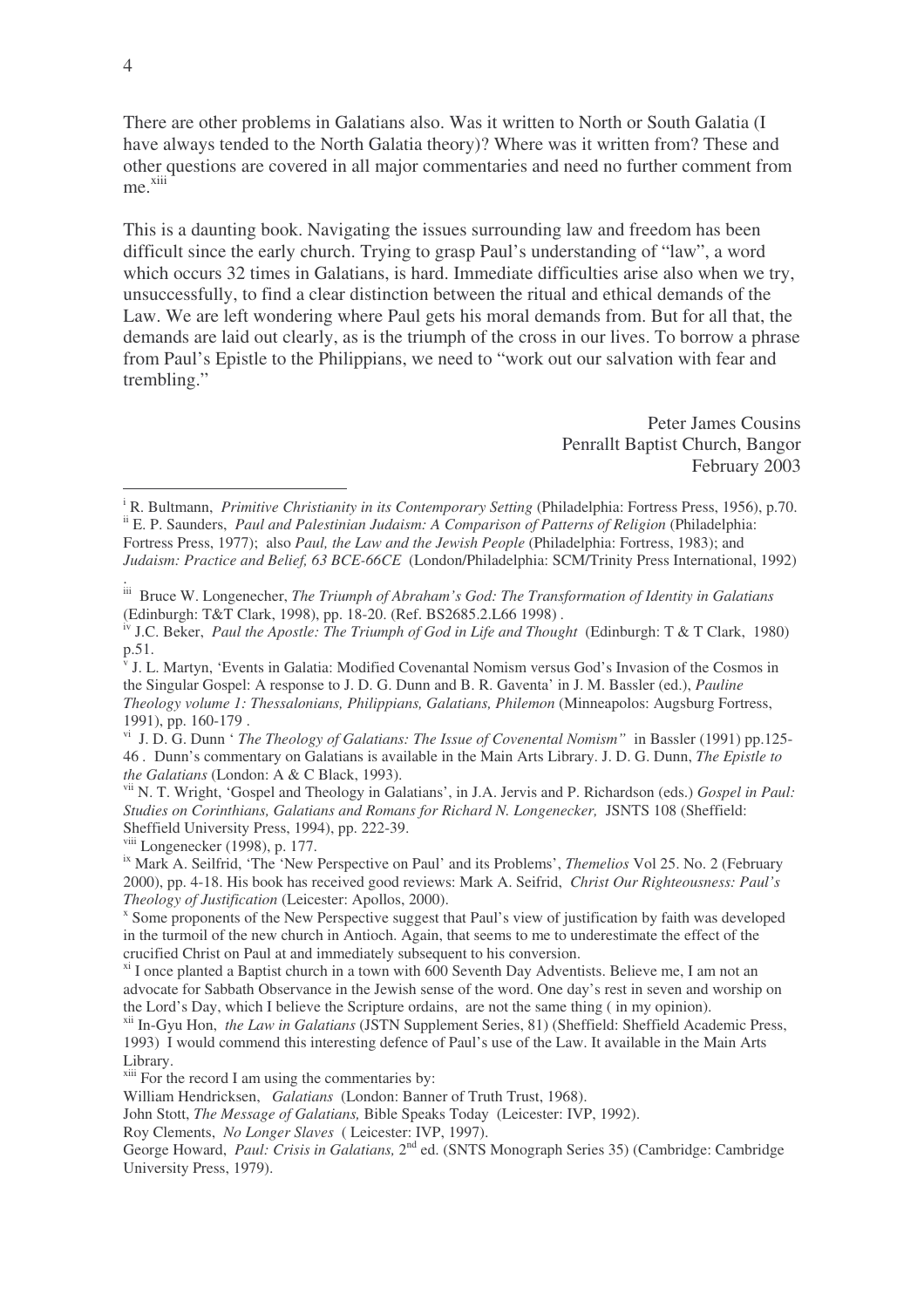There are other problems in Galatians also. Was it written to North or South Galatia (I have always tended to the North Galatia theory)? Where was it written from? These and other questions are covered in all major commentaries and need no further comment from me.[xiii]

This is a daunting book. Navigating the issues surrounding law and freedom has been difficult since the early church. Trying to grasp Paul's understanding of "law", a word which occurs 32 times in Galatians, is hard. Immediate difficulties arise also when we try, unsuccessfully, to find a clear distinction between the ritual and ethical demands of the Law. We are left wondering where Paul gets his moral demands from. But for all that, the demands are laid out clearly, as is the triumph of the cross in our lives. To borrow a phrase from Paul's Epistle to the Philippians, we need to "work out our salvation with fear and trembling."

Peter James Cousins
Penrallt Baptist Church, Bangor
February 2003

---

[i] R. Bultmann, *Primitive Christianity in its Contemporary Setting* (Philadelphia: Fortress Press, 1956), p.70.

[ii] E. P. Saunders, *Paul and Palestinian Judaism: A Comparison of Patterns of Religion* (Philadelphia: Fortress Press, 1977); also *Paul, the Law and the Jewish People* (Philadelphia: Fortress, 1983); and *Judaism: Practice and Belief, 63 BCE-66CE* (London/Philadelphia: SCM/Trinity Press International, 1992)
.

[iii] Bruce W. Longenecher, *The Triumph of Abraham's God: The Transformation of Identity in Galatians* (Edinburgh: T&T Clark, 1998), pp. 18-20. (Ref. BS2685.2.L66 1998) .

[iv] J.C. Beker, *Paul the Apostle: The Triumph of God in Life and Thought* (Edinburgh: T & T Clark, 1980) p.51.

[v] J. L. Martyn, 'Events in Galatia: Modified Covenantal Nomism versus God's Invasion of the Cosmos in the Singular Gospel: A response to J. D. G. Dunn and B. R. Gaventa' in J. M. Bassler (ed.), *Pauline Theology volume 1: Thessalonians, Philippians, Galatians, Philemon* (Minneapolos: Augsburg Fortress, 1991), pp. 160-179 .

[vi] J. D. G. Dunn ' *The Theology of Galatians: The Issue of Covenental Nomism"* in Bassler (1991) pp.125-46 . Dunn's commentary on Galatians is available in the Main Arts Library. J. D. G. Dunn, *The Epistle to the Galatians* (London: A & C Black, 1993).

[vii] N. T. Wright, 'Gospel and Theology in Galatians', in J.A. Jervis and P. Richardson (eds.) *Gospel in Paul: Studies on Corinthians, Galatians and Romans for Richard N. Longenecker,* JSNTS 108 (Sheffield: Sheffield University Press, 1994), pp. 222-39.

[viii] Longenecker (1998), p. 177.

[ix] Mark A. Seilfrid, 'The 'New Perspective on Paul' and its Problems', *Themelios* Vol 25. No. 2 (February 2000), pp. 4-18. His book has received good reviews: Mark A. Seifrid, *Christ Our Righteousness: Paul's Theology of Justification* (Leicester: Apollos, 2000).

[x] Some proponents of the New Perspective suggest that Paul's view of justification by faith was developed in the turmoil of the new church in Antioch. Again, that seems to me to underestimate the effect of the crucified Christ on Paul at and immediately subsequent to his conversion.

[xi] I once planted a Baptist church in a town with 600 Seventh Day Adventists. Believe me, I am not an advocate for Sabbath Observance in the Jewish sense of the word. One day's rest in seven and worship on the Lord's Day, which I believe the Scripture ordains, are not the same thing ( in my opinion).

[xii] In-Gyu Hon, *the Law in Galatians* (JSTN Supplement Series, 81) (Sheffield: Sheffield Academic Press, 1993) I would commend this interesting defence of Paul's use of the Law. It available in the Main Arts Library.

[xiii] For the record I am using the commentaries by:
William Hendricksen, *Galatians* (London: Banner of Truth Trust, 1968).
John Stott, *The Message of Galatians,* Bible Speaks Today (Leicester: IVP, 1992).
Roy Clements, *No Longer Slaves* ( Leicester: IVP, 1997).
George Howard, *Paul: Crisis in Galatians,* 2nd ed. (SNTS Monograph Series 35) (Cambridge: Cambridge University Press, 1979).